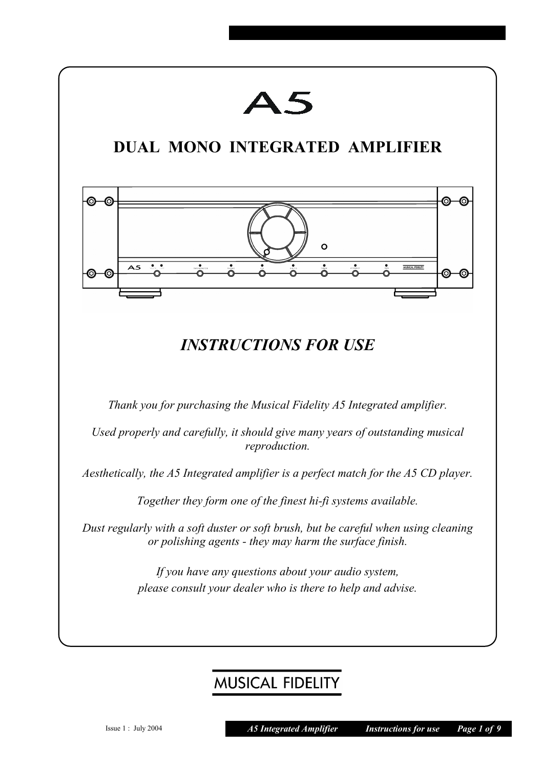# A5

## DUAL MONO INTEGRATED AMPLIFIER

## *INSTRUCTIONS FOR USE*

*Thank you for purchasing the Musical Fidelity A5 Integrated amplifier.*

*Used properly and carefully, it should give many years of outstanding musical reproduction.*

*Aesthetically, the A5 Integrated amplifier is a perfect match for the A5 CD player.*

*Together they form one of the finest hi-fi systems available.*

*Dust regularly with a soft duster or soft brush, but be careful when using cleaning or polishing agents - they may harm the surface finish.*

*If you have any questions about your audio system, please consult your dealer who is there to help and advise.*

MUSICAL FIDELITY

Issue 1 : July 2004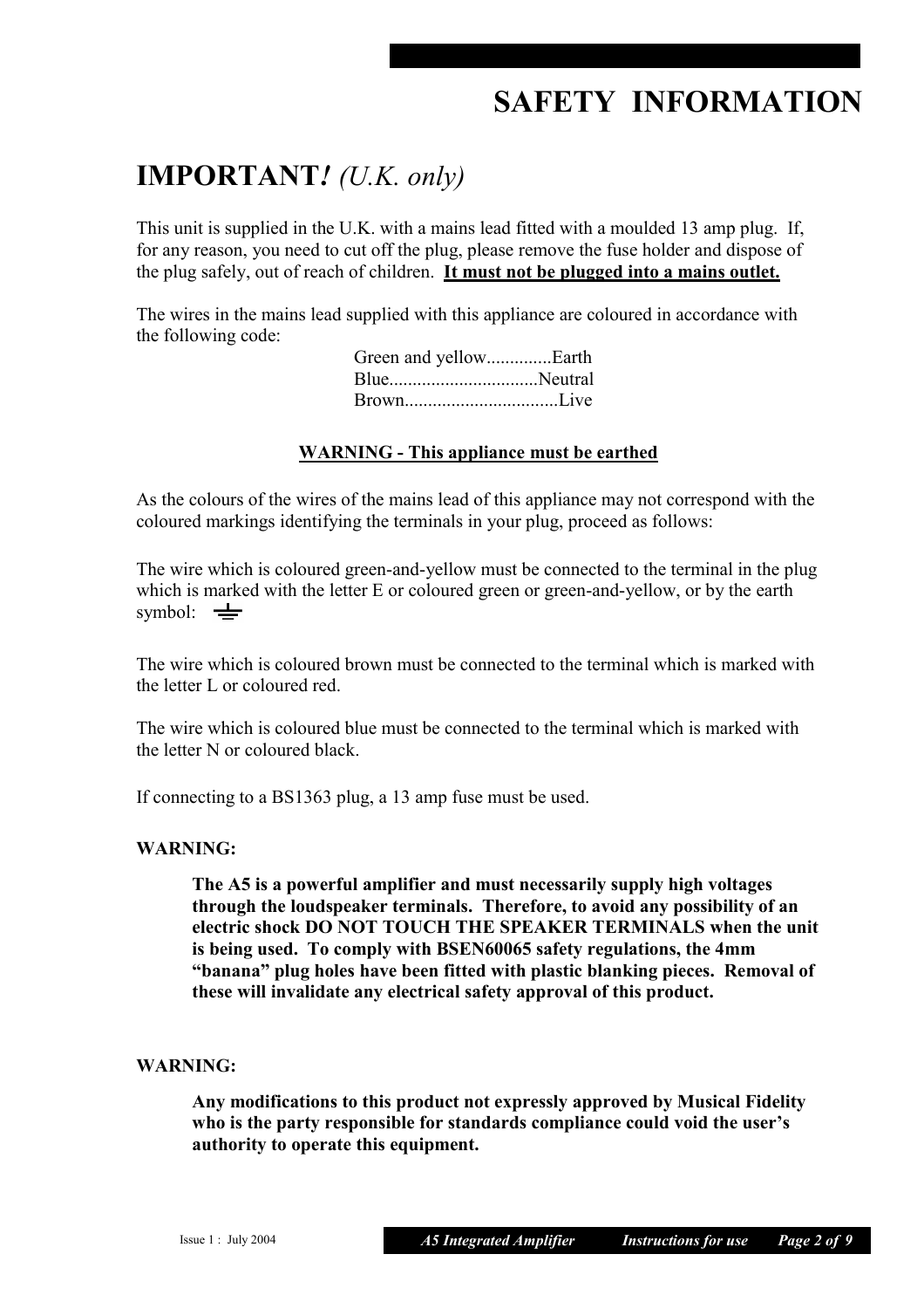# SAFETY INFORMATION

## IMPORTANT*!* *(U.K. only)*

This unit is supplied in the U.K. with a mains lead fitted with a moulded 13 amp plug. If, for any reason, you need to cut off the plug, please remove the fuse holder and dispose of the plug safely, out of reach of children. **<u>It must not be plugged into a mains outlet.</u>**

The wires in the mains lead supplied with this appliance are coloured in accordance with the following code:

Green and yellow..............Earth
Blue................................Neutral
Brown.................................Live

**<u>WARNING - This appliance must be earthed</u>**

As the colours of the wires of the mains lead of this appliance may not correspond with the coloured markings identifying the terminals in your plug, proceed as follows:

The wire which is coloured green-and-yellow must be connected to the terminal in the plug which is marked with the letter E or coloured green or green-and-yellow, or by the earth symbol: ⏚

The wire which is coloured brown must be connected to the terminal which is marked with the letter L or coloured red.

The wire which is coloured blue must be connected to the terminal which is marked with the letter N or coloured black.

If connecting to a BS1363 plug, a 13 amp fuse must be used.

**WARNING:**

**The A5 is a powerful amplifier and must necessarily supply high voltages through the loudspeaker terminals. Therefore, to avoid any possibility of an electric shock DO NOT TOUCH THE SPEAKER TERMINALS when the unit is being used. To comply with BSEN60065 safety regulations, the 4mm "banana" plug holes have been fitted with plastic blanking pieces. Removal of these will invalidate any electrical safety approval of this product.**

**WARNING:**

**Any modifications to this product not expressly approved by Musical Fidelity who is the party responsible for standards compliance could void the user's authority to operate this equipment.**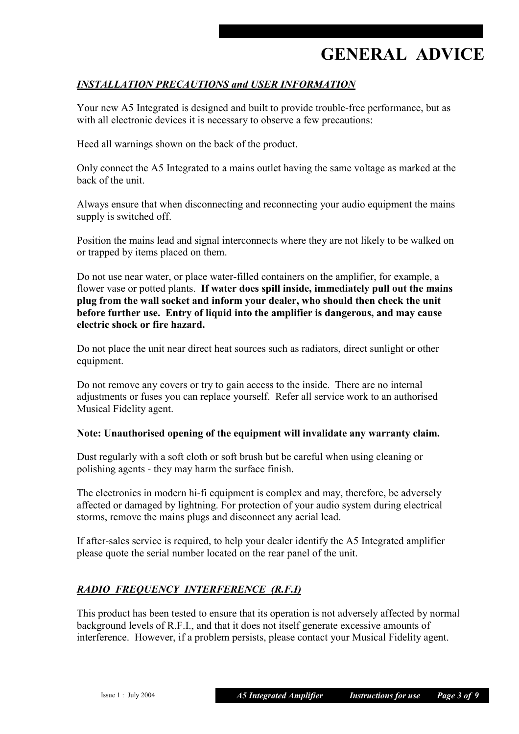# GENERAL ADVICE

## *INSTALLATION PRECAUTIONS and USER INFORMATION*

Your new A5 Integrated is designed and built to provide trouble-free performance, but as with all electronic devices it is necessary to observe a few precautions:

Heed all warnings shown on the back of the product.

Only connect the A5 Integrated to a mains outlet having the same voltage as marked at the back of the unit.

Always ensure that when disconnecting and reconnecting your audio equipment the mains supply is switched off.

Position the mains lead and signal interconnects where they are not likely to be walked on or trapped by items placed on them.

Do not use near water, or place water-filled containers on the amplifier, for example, a flower vase or potted plants. **If water does spill inside, immediately pull out the mains plug from the wall socket and inform your dealer, who should then check the unit before further use. Entry of liquid into the amplifier is dangerous, and may cause electric shock or fire hazard.**

Do not place the unit near direct heat sources such as radiators, direct sunlight or other equipment.

Do not remove any covers or try to gain access to the inside. There are no internal adjustments or fuses you can replace yourself. Refer all service work to an authorised Musical Fidelity agent.

**Note: Unauthorised opening of the equipment will invalidate any warranty claim.**

Dust regularly with a soft cloth or soft brush but be careful when using cleaning or polishing agents - they may harm the surface finish.

The electronics in modern hi-fi equipment is complex and may, therefore, be adversely affected or damaged by lightning. For protection of your audio system during electrical storms, remove the mains plugs and disconnect any aerial lead.

If after-sales service is required, to help your dealer identify the A5 Integrated amplifier please quote the serial number located on the rear panel of the unit.

## *RADIO FREQUENCY INTERFERENCE (R.F.I)*

This product has been tested to ensure that its operation is not adversely affected by normal background levels of R.F.I., and that it does not itself generate excessive amounts of interference. However, if a problem persists, please contact your Musical Fidelity agent.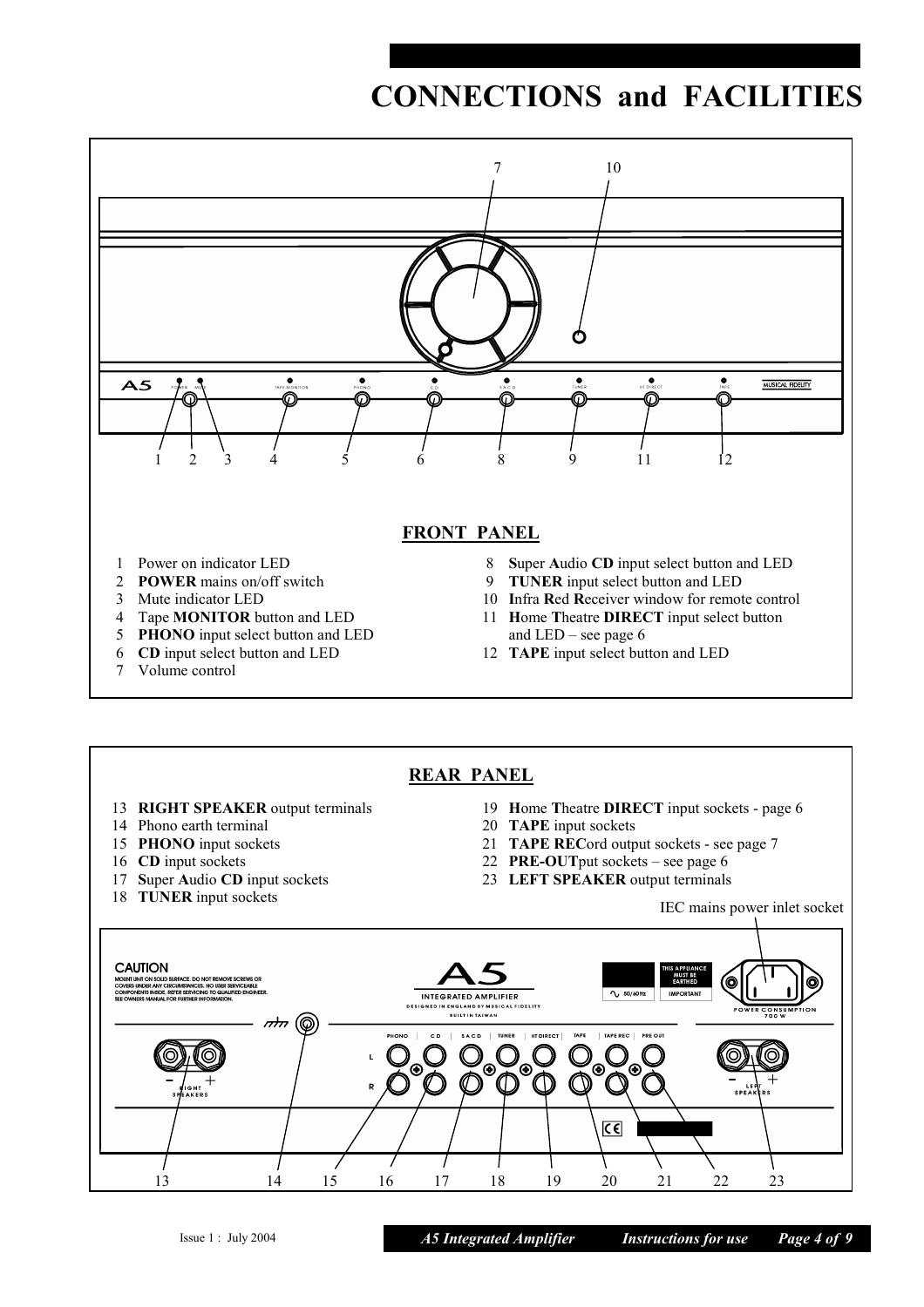# CONNECTIONS and FACILITIES

## FRONT PANEL

1. Power on indicator LED
2. **POWER** mains on/off switch
3. Mute indicator LED
4. Tape **MONITOR** button and LED
5. **PHONO** input select button and LED
6. **CD** input select button and LED
7. Volume control
8. **S**uper **A**udio **CD** input select button and LED
9. **TUNER** input select button and LED
10. **I**nfra **R**ed **R**eceiver window for remote control
11. **H**ome **T**heatre **DIRECT** input select button and LED – see page 6
12. **TAPE** input select button and LED

## REAR PANEL

13. **RIGHT SPEAKER** output terminals
14. Phono earth terminal
15. **PHONO** input sockets
16. **CD** input sockets
17. **S**uper **A**udio **CD** input sockets
18. **TUNER** input sockets
19. **H**ome **T**heatre **DIRECT** input sockets - page 6
20. **TAPE** input sockets
21. **TAPE REC**ord output sockets - see page 7
22. **PRE-OUT**put sockets – see page 6
23. **LEFT SPEAKER** output terminals

IEC mains power inlet socket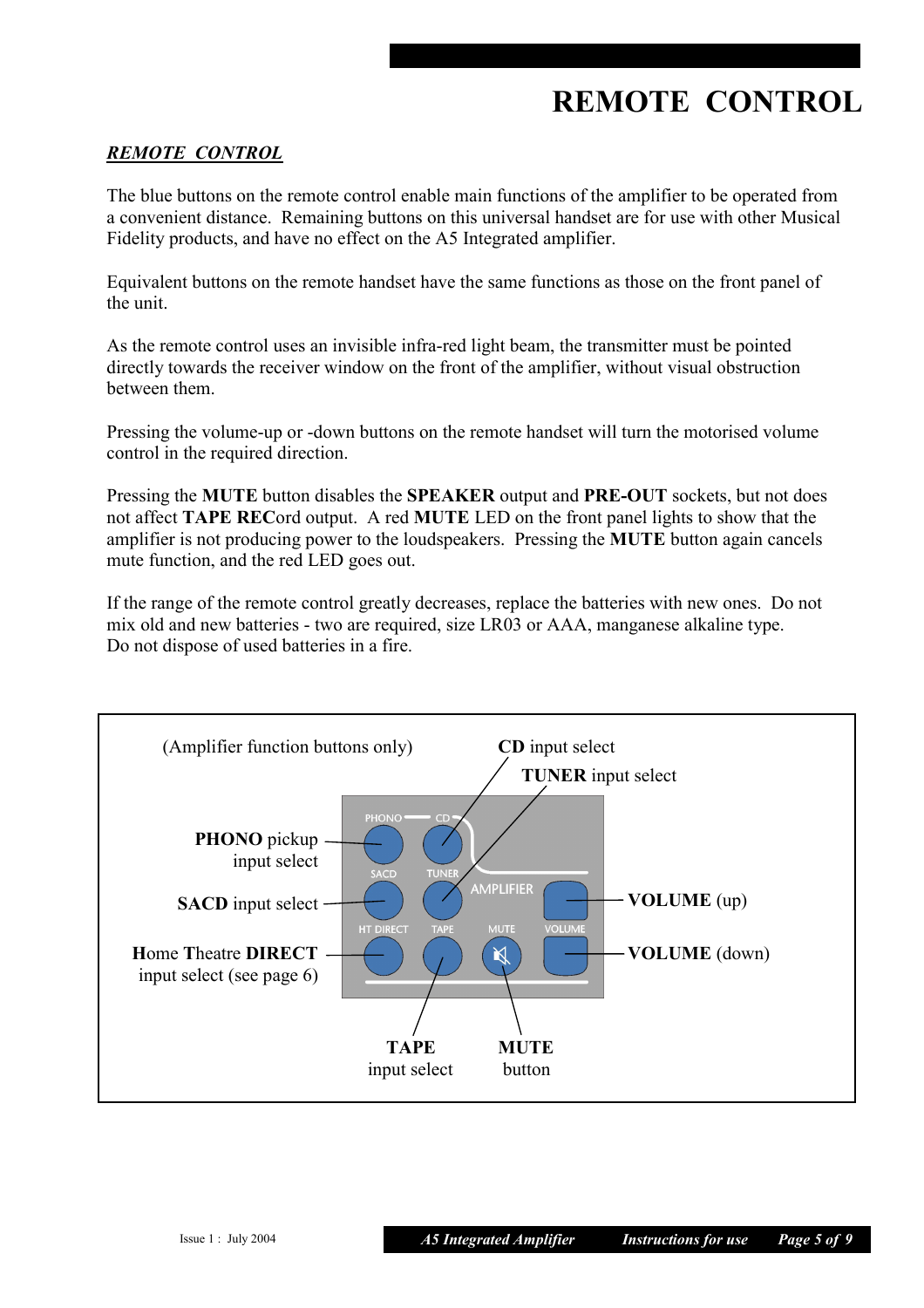# REMOTE CONTROL

***REMOTE CONTROL***

The blue buttons on the remote control enable main functions of the amplifier to be operated from a convenient distance. Remaining buttons on this universal handset are for use with other Musical Fidelity products, and have no effect on the A5 Integrated amplifier.

Equivalent buttons on the remote handset have the same functions as those on the front panel of the unit.

As the remote control uses an invisible infra-red light beam, the transmitter must be pointed directly towards the receiver window on the front of the amplifier, without visual obstruction between them.

Pressing the volume-up or -down buttons on the remote handset will turn the motorised volume control in the required direction.

Pressing the **MUTE** button disables the **SPEAKER** output and **PRE-OUT** sockets, but not does not affect **TAPE REC**ord output. A red **MUTE** LED on the front panel lights to show that the amplifier is not producing power to the loudspeakers. Pressing the **MUTE** button again cancels mute function, and the red LED goes out.

If the range of the remote control greatly decreases, replace the batteries with new ones. Do not mix old and new batteries - two are required, size LR03 or AAA, manganese alkaline type.
Do not dispose of used batteries in a fire.

(Amplifier function buttons only)

- **PHONO** pickup input select
- **CD** input select
- **SACD** input select
- **TUNER** input select
- **H**ome **T**heatre **DIRECT** input select (see page 6)
- **TAPE** input select
- **MUTE** button
- **VOLUME** (up)
- **VOLUME** (down)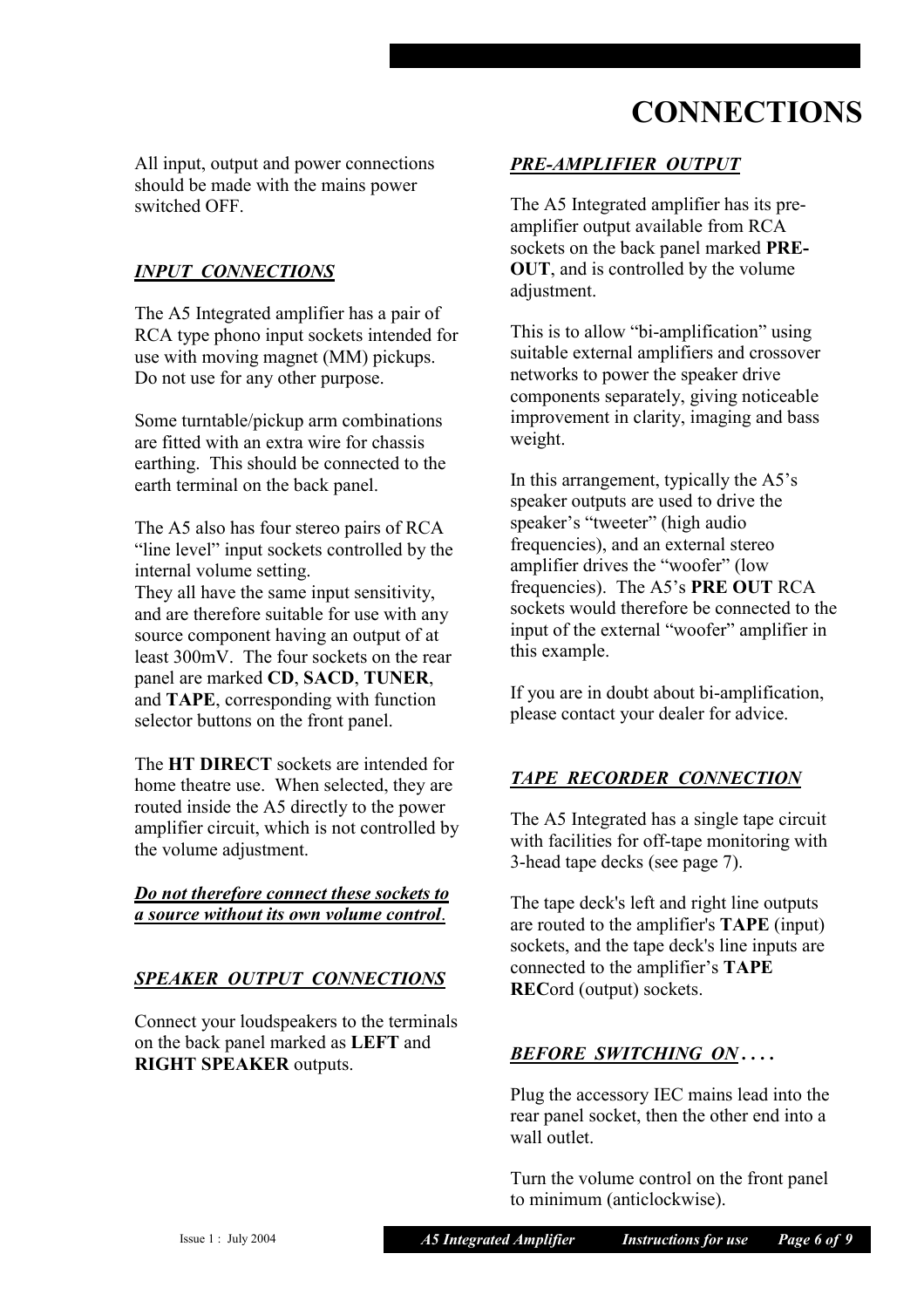# CONNECTIONS

All input, output and power connections should be made with the mains power switched OFF.

## *INPUT CONNECTIONS*

The A5 Integrated amplifier has a pair of RCA type phono input sockets intended for use with moving magnet (MM) pickups. Do not use for any other purpose.

Some turntable/pickup arm combinations are fitted with an extra wire for chassis earthing. This should be connected to the earth terminal on the back panel.

The A5 also has four stereo pairs of RCA "line level" input sockets controlled by the internal volume setting.
They all have the same input sensitivity, and are therefore suitable for use with any source component having an output of at least 300mV. The four sockets on the rear panel are marked **CD**, **SACD**, **TUNER**, and **TAPE**, corresponding with function selector buttons on the front panel.

The **HT DIRECT** sockets are intended for home theatre use. When selected, they are routed inside the A5 directly to the power amplifier circuit, which is not controlled by the volume adjustment.

***Do not therefore connect these sockets to a source without its own volume control***.

## *SPEAKER OUTPUT CONNECTIONS*

Connect your loudspeakers to the terminals on the back panel marked as **LEFT** and **RIGHT SPEAKER** outputs.

## *PRE-AMPLIFIER OUTPUT*

The A5 Integrated amplifier has its pre-amplifier output available from RCA sockets on the back panel marked **PRE-OUT**, and is controlled by the volume adjustment.

This is to allow "bi-amplification" using suitable external amplifiers and crossover networks to power the speaker drive components separately, giving noticeable improvement in clarity, imaging and bass weight.

In this arrangement, typically the A5's speaker outputs are used to drive the speaker's "tweeter" (high audio frequencies), and an external stereo amplifier drives the "woofer" (low frequencies). The A5's **PRE OUT** RCA sockets would therefore be connected to the input of the external "woofer" amplifier in this example.

If you are in doubt about bi-amplification, please contact your dealer for advice.

## *TAPE RECORDER CONNECTION*

The A5 Integrated has a single tape circuit with facilities for off-tape monitoring with 3-head tape decks (see page 7).

The tape deck's left and right line outputs are routed to the amplifier's **TAPE** (input) sockets, and the tape deck's line inputs are connected to the amplifier's **TAPE REC**ord (output) sockets.

## *BEFORE SWITCHING ON . . . .*

Plug the accessory IEC mains lead into the rear panel socket, then the other end into a wall outlet.

Turn the volume control on the front panel to minimum (anticlockwise).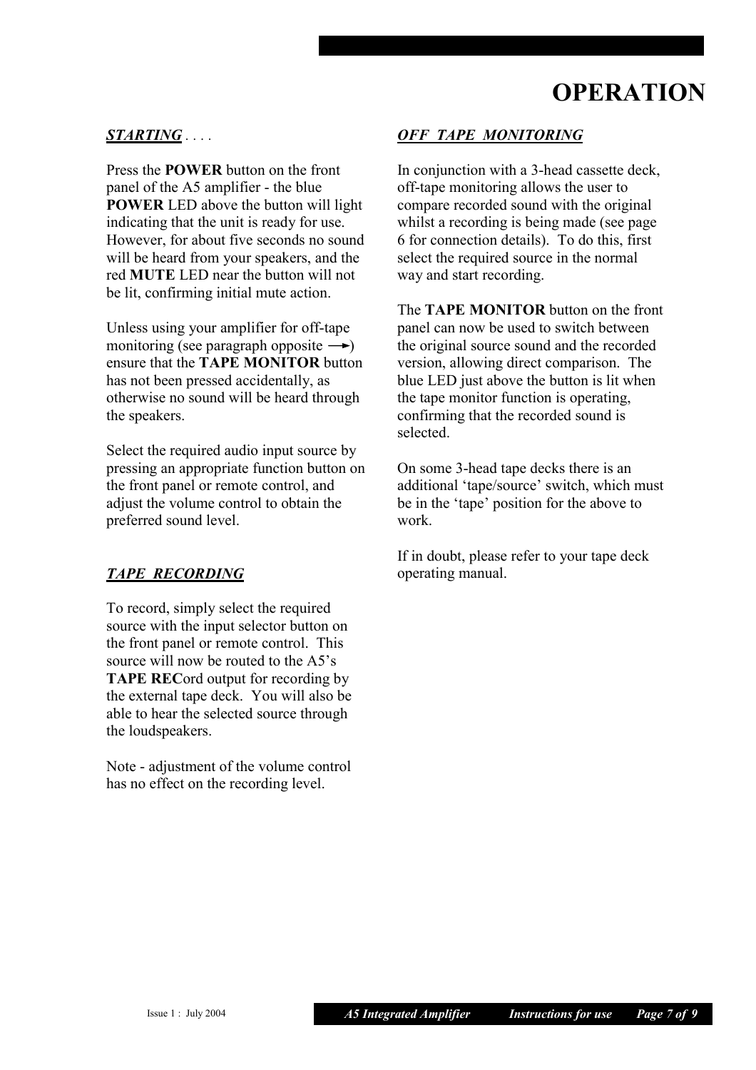# OPERATION

***STARTING*** . . . .

Press the **POWER** button on the front panel of the A5 amplifier - the blue **POWER** LED above the button will light indicating that the unit is ready for use. However, for about five seconds no sound will be heard from your speakers, and the red **MUTE** LED near the button will not be lit, confirming initial mute action.

Unless using your amplifier for off-tape monitoring (see paragraph opposite →) ensure that the **TAPE MONITOR** button has not been pressed accidentally, as otherwise no sound will be heard through the speakers.

Select the required audio input source by pressing an appropriate function button on the front panel or remote control, and adjust the volume control to obtain the preferred sound level.

***TAPE RECORDING***

To record, simply select the required source with the input selector button on the front panel or remote control. This source will now be routed to the A5's **TAPE REC**ord output for recording by the external tape deck. You will also be able to hear the selected source through the loudspeakers.

Note - adjustment of the volume control has no effect on the recording level.

***OFF TAPE MONITORING***

In conjunction with a 3-head cassette deck, off-tape monitoring allows the user to compare recorded sound with the original whilst a recording is being made (see page 6 for connection details). To do this, first select the required source in the normal way and start recording.

The **TAPE MONITOR** button on the front panel can now be used to switch between the original source sound and the recorded version, allowing direct comparison. The blue LED just above the button is lit when the tape monitor function is operating, confirming that the recorded sound is selected.

On some 3-head tape decks there is an additional 'tape/source' switch, which must be in the 'tape' position for the above to work.

If in doubt, please refer to your tape deck operating manual.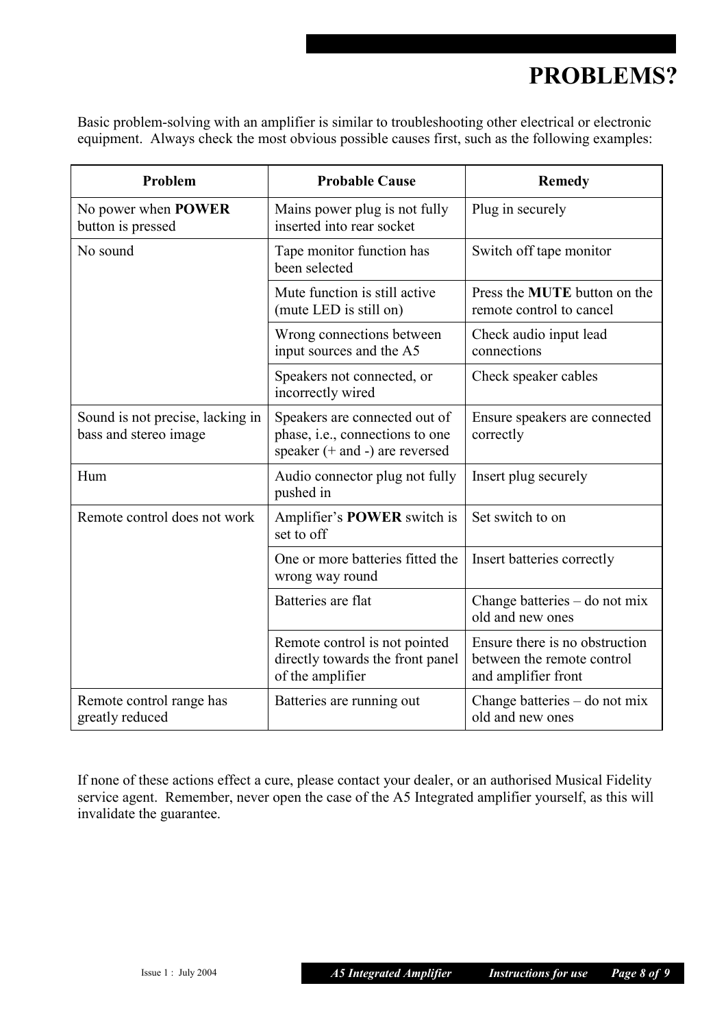# PROBLEMS?

Basic problem-solving with an amplifier is similar to troubleshooting other electrical or electronic equipment. Always check the most obvious possible causes first, such as the following examples:

| Problem | Probable Cause | Remedy |
|---|---|---|
| No power when **POWER** button is pressed | Mains power plug is not fully inserted into rear socket | Plug in securely |
| No sound | Tape monitor function has been selected | Switch off tape monitor |
| | Mute function is still active (mute LED is still on) | Press the **MUTE** button on the remote control to cancel |
| | Wrong connections between input sources and the A5 | Check audio input lead connections |
| | Speakers not connected, or incorrectly wired | Check speaker cables |
| Sound is not precise, lacking in bass and stereo image | Speakers are connected out of phase, i.e., connections to one speaker (+ and -) are reversed | Ensure speakers are connected correctly |
| Hum | Audio connector plug not fully pushed in | Insert plug securely |
| Remote control does not work | Amplifier's **POWER** switch is set to off | Set switch to on |
| | One or more batteries fitted the wrong way round | Insert batteries correctly |
| | Batteries are flat | Change batteries – do not mix old and new ones |
| | Remote control is not pointed directly towards the front panel of the amplifier | Ensure there is no obstruction between the remote control and amplifier front |
| Remote control range has greatly reduced | Batteries are running out | Change batteries – do not mix old and new ones |

If none of these actions effect a cure, please contact your dealer, or an authorised Musical Fidelity service agent. Remember, never open the case of the A5 Integrated amplifier yourself, as this will invalidate the guarantee.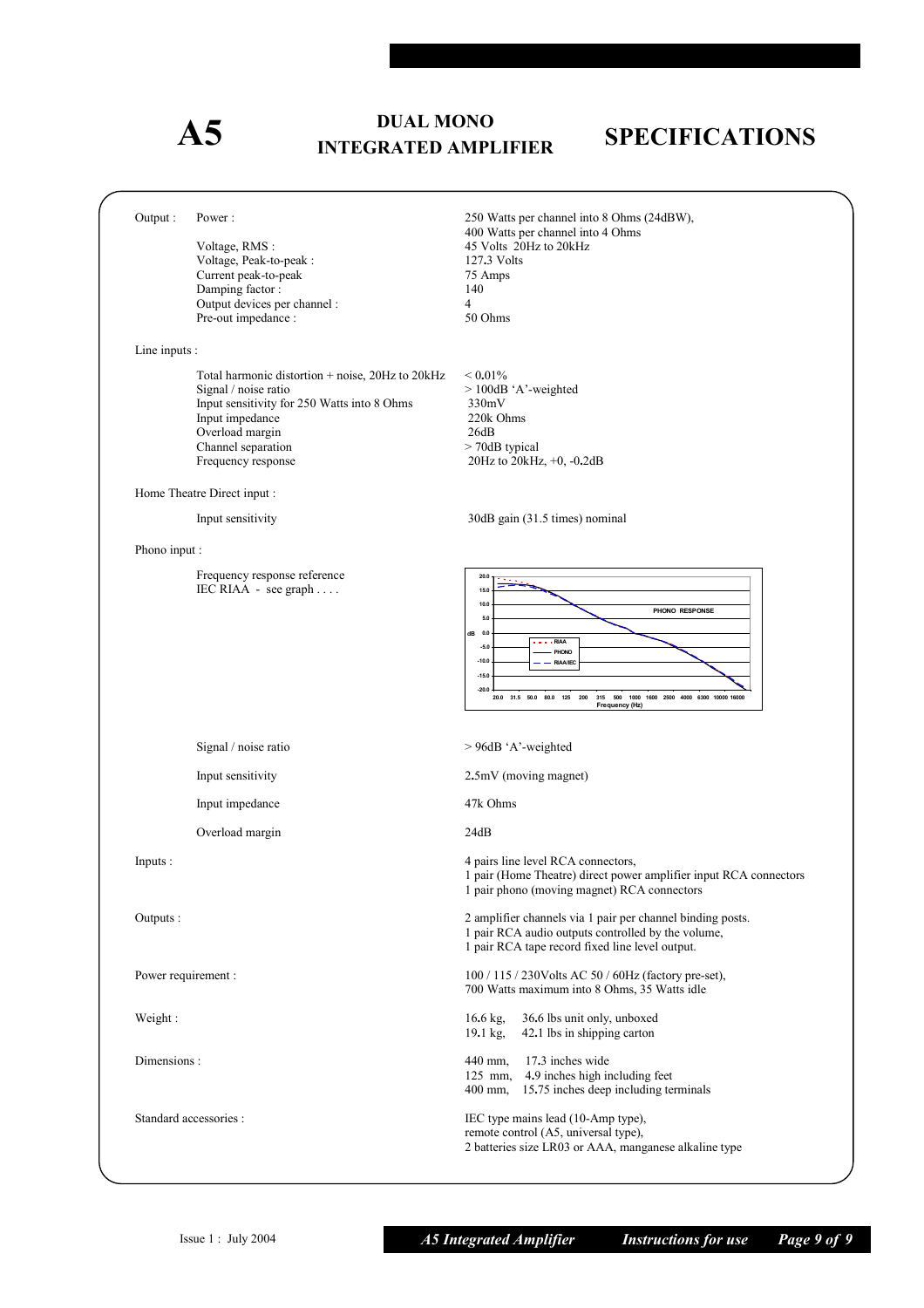# A5

## DUAL MONO INTEGRATED AMPLIFIER

## SPECIFICATIONS

| | | |
|---|---|---|
| Output : | Power : | 250 Watts per channel into 8 Ohms (24dBW), 400 Watts per channel into 4 Ohms |
| | Voltage, RMS : | 45 Volts 20Hz to 20kHz |
| | Voltage, Peak-to-peak : | 127.3 Volts |
| | Current peak-to-peak | 75 Amps |
| | Damping factor : | 140 |
| | Output devices per channel : | 4 |
| | Pre-out impedance : | 50 Ohms |

Line inputs :

| | |
|---|---|
| Total harmonic distortion + noise, 20Hz to 20kHz | < 0.01% |
| Signal / noise ratio | > 100dB 'A'-weighted |
| Input sensitivity for 250 Watts into 8 Ohms | 330mV |
| Input impedance | 220k Ohms |
| Overload margin | 26dB |
| Channel separation | > 70dB typical |
| Frequency response | 20Hz to 20kHz, +0, -0.2dB |

Home Theatre Direct input :

| | |
|---|---|
| Input sensitivity | 30dB gain (31.5 times) nominal |

Phono input :

Frequency response reference IEC RIAA - see graph . . . .

PHONO RESPONSE

dB

20.0
15.0
10.0
5.0
0.0
-5.0
-10.0
-15.0
-20.0

RIAA
PHONO
RIAA/IEC

20.0 31.5 50.0 80.0 125 200 315 500 1000 1600 2500 4000 6300 10000 16000

Frequency (Hz)

| | |
|---|---|
| Signal / noise ratio | > 96dB 'A'-weighted |
| Input sensitivity | 2.5mV (moving magnet) |
| Input impedance | 47k Ohms |
| Overload margin | 24dB |

Inputs :

4 pairs line level RCA connectors,
1 pair (Home Theatre) direct power amplifier input RCA connectors
1 pair phono (moving magnet) RCA connectors

Outputs :

2 amplifier channels via 1 pair per channel binding posts.
1 pair RCA audio outputs controlled by the volume,
1 pair RCA tape record fixed line level output.

Power requirement :

100 / 115 / 230Volts AC 50 / 60Hz (factory pre-set),
700 Watts maximum into 8 Ohms, 35 Watts idle

Weight :

16.6 kg, 36.6 lbs unit only, unboxed
19.1 kg, 42.1 lbs in shipping carton

Dimensions :

440 mm, 17.3 inches wide
125 mm, 4.9 inches high including feet
400 mm, 15.75 inches deep including terminals

Standard accessories :

IEC type mains lead (10-Amp type),
remote control (A5, universal type),
2 batteries size LR03 or AAA, manganese alkaline type